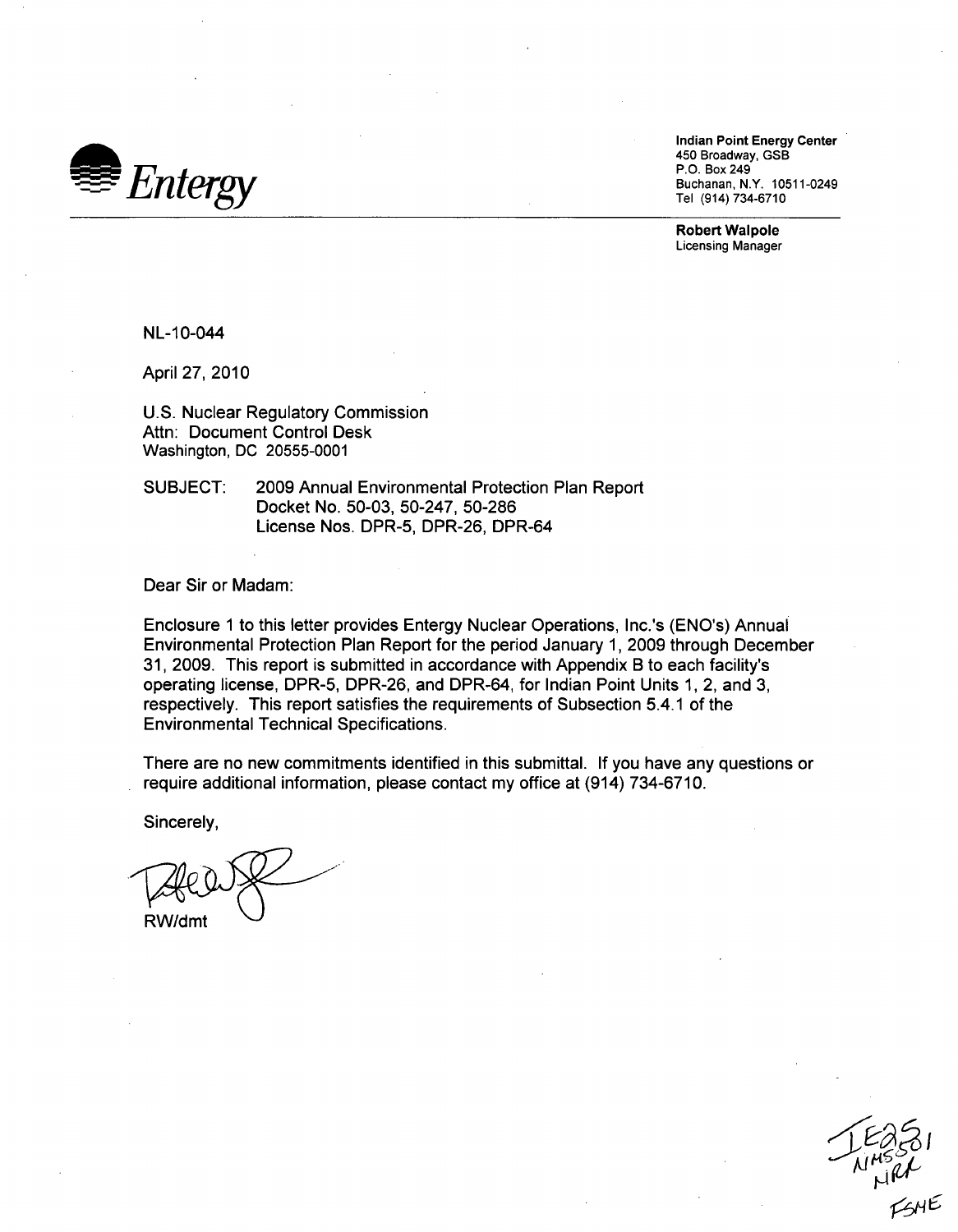Entergy

**Indian Point Energy Center**
450 Broadway, GSB
P.O. Box 249
Buchanan, N.Y. 10511-0249
Tel (914) 734-6710

**Robert Walpole**
Licensing Manager

NL-10-044

April 27, 2010

U.S. Nuclear Regulatory Commission
Attn: Document Control Desk
Washington, DC 20555-0001

SUBJECT: 2009 Annual Environmental Protection Plan Report
Docket No. 50-03, 50-247, 50-286
License Nos. DPR-5, DPR-26, DPR-64

Dear Sir or Madam:

Enclosure 1 to this letter provides Entergy Nuclear Operations, Inc.'s (ENO's) Annual Environmental Protection Plan Report for the period January 1, 2009 through December 31, 2009. This report is submitted in accordance with Appendix B to each facility's operating license, DPR-5, DPR-26, and DPR-64, for Indian Point Units 1, 2, and 3, respectively. This report satisfies the requirements of Subsection 5.4.1 of the Environmental Technical Specifications.

There are no new commitments identified in this submittal. If you have any questions or require additional information, please contact my office at (914) 734-6710.

Sincerely,

RW/dmt

IE25
NMSS01
NRR
FSME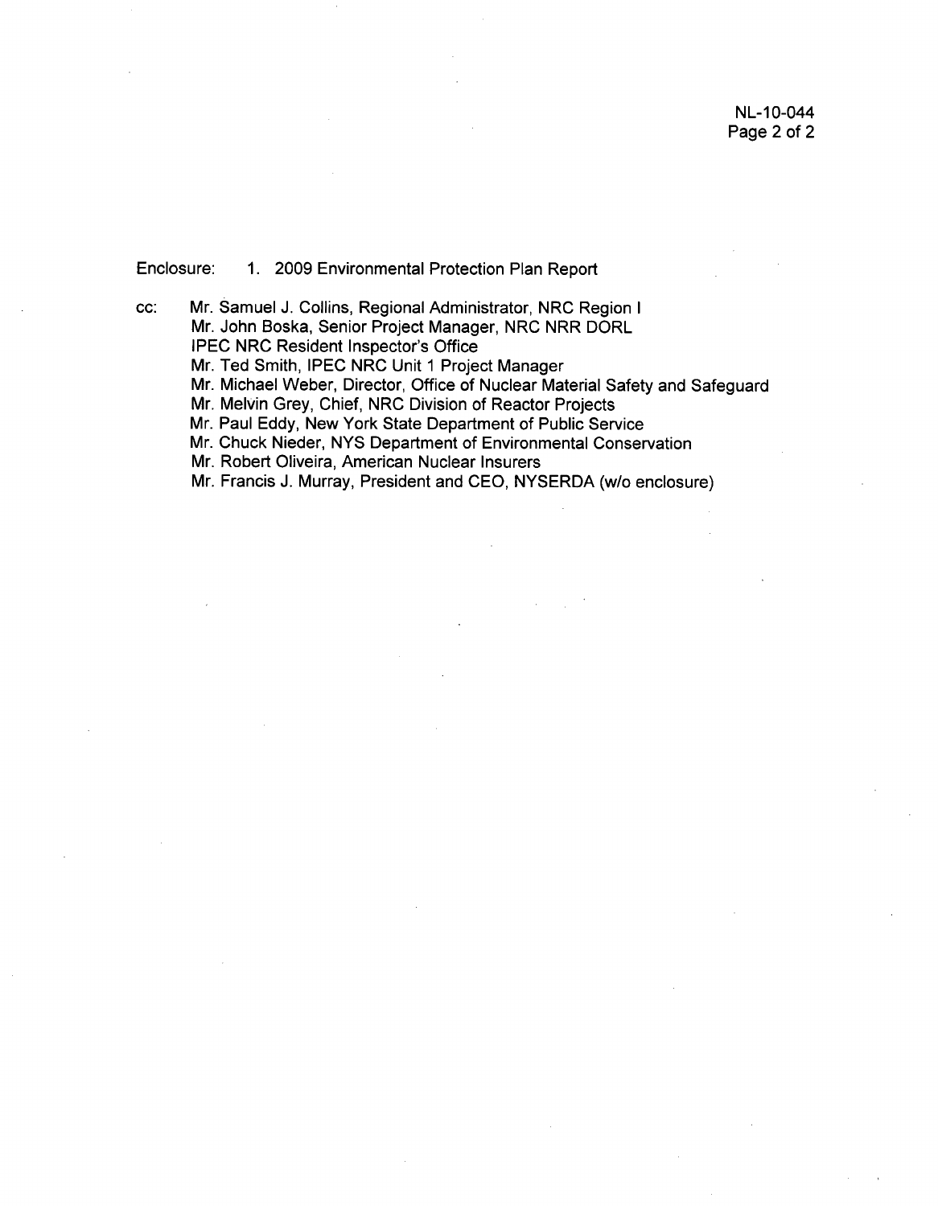Enclosure: 1. 2009 Environmental Protection Plan Report

cc: Mr. Samuel J. Collins, Regional Administrator, NRC Region I
Mr. John Boska, Senior Project Manager, NRC NRR DORL
IPEC NRC Resident Inspector's Office
Mr. Ted Smith, IPEC NRC Unit 1 Project Manager
Mr. Michael Weber, Director, Office of Nuclear Material Safety and Safeguard
Mr. Melvin Grey, Chief, NRC Division of Reactor Projects
Mr. Paul Eddy, New York State Department of Public Service
Mr. Chuck Nieder, NYS Department of Environmental Conservation
Mr. Robert Oliveira, American Nuclear Insurers
Mr. Francis J. Murray, President and CEO, NYSERDA (w/o enclosure)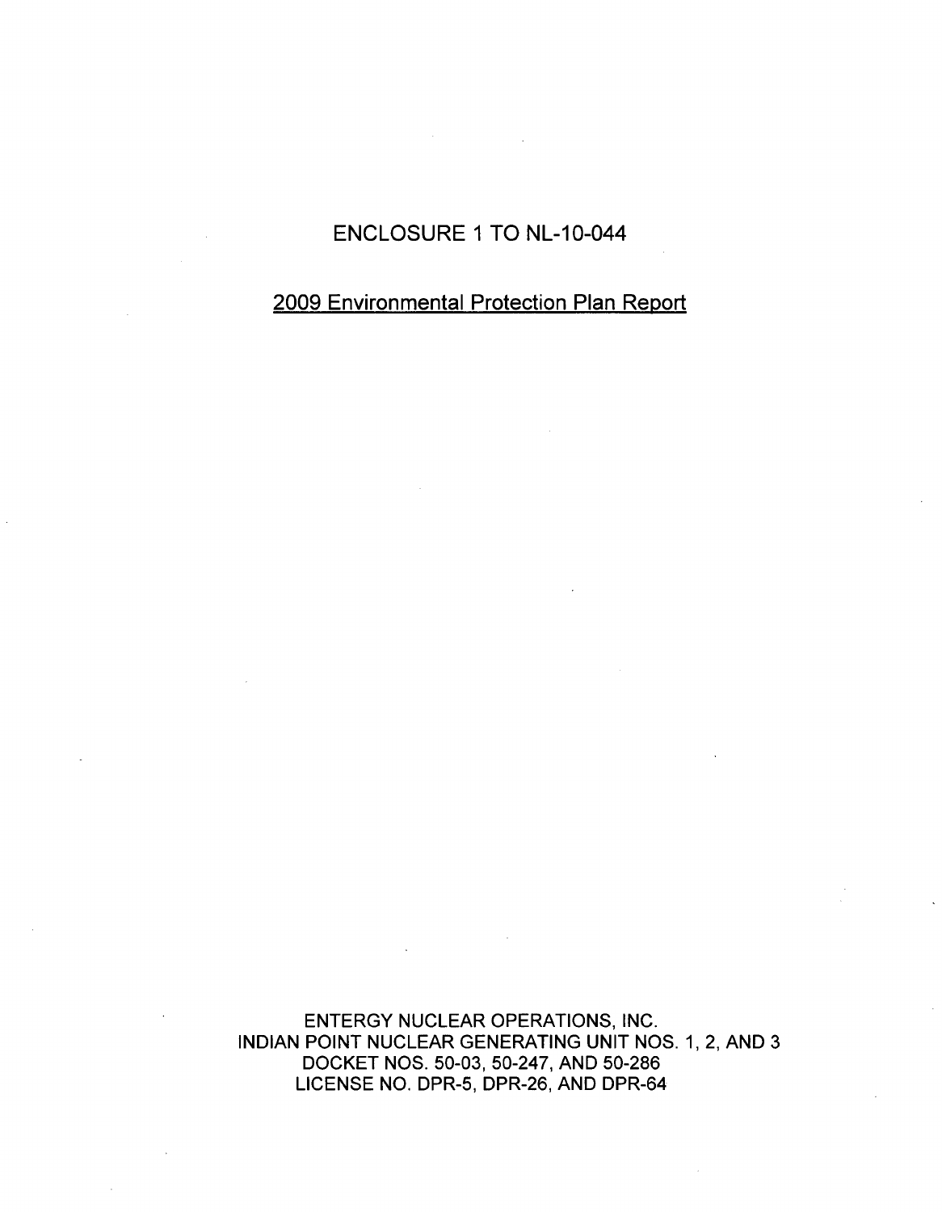# ENCLOSURE 1 TO NL-10-044

## 2009 Environmental Protection Plan Report

ENTERGY NUCLEAR OPERATIONS, INC.
INDIAN POINT NUCLEAR GENERATING UNIT NOS. 1, 2, AND 3
DOCKET NOS. 50-03, 50-247, AND 50-286
LICENSE NO. DPR-5, DPR-26, AND DPR-64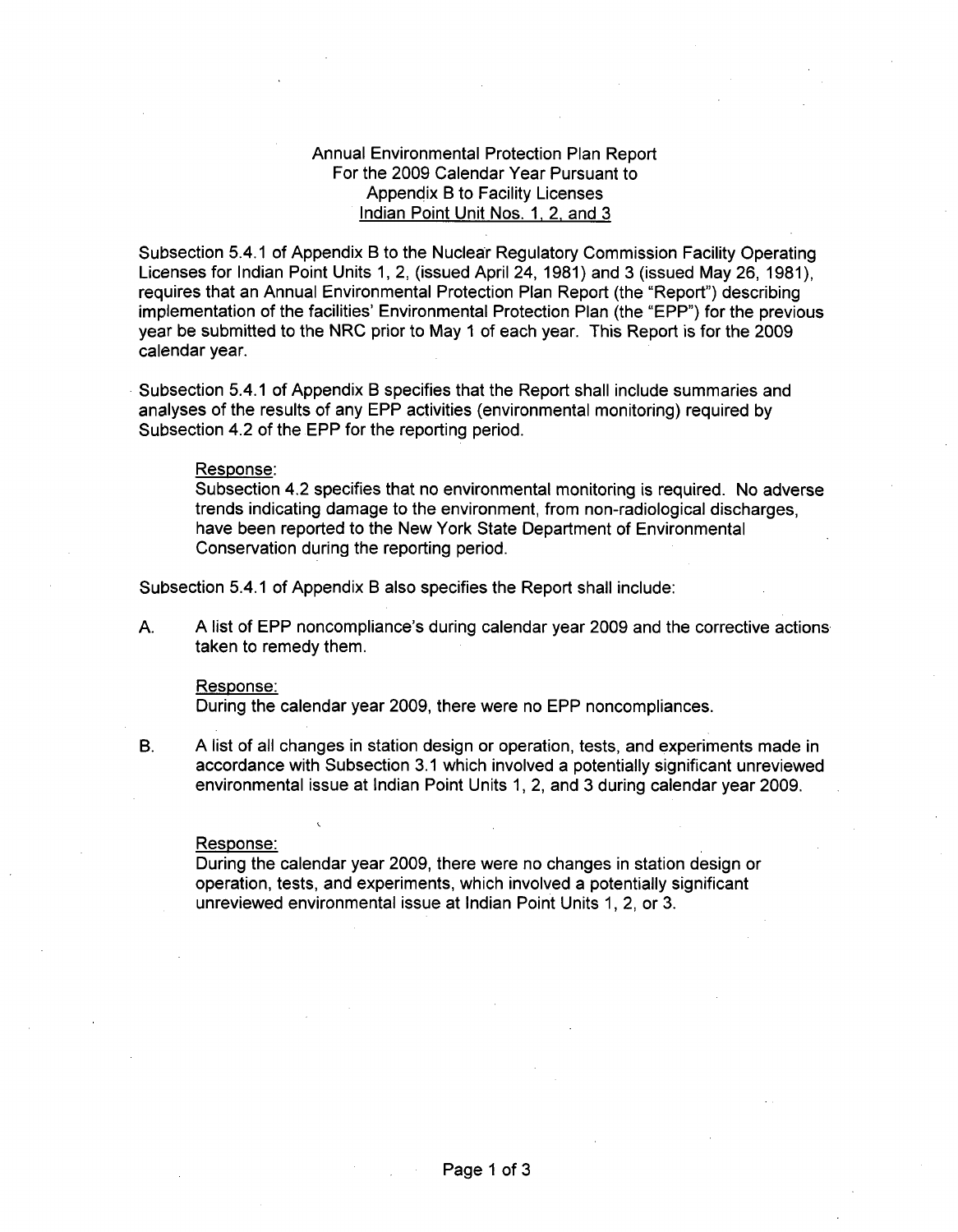Annual Environmental Protection Plan Report
For the 2009 Calendar Year Pursuant to
Appendix B to Facility Licenses
Indian Point Unit Nos. 1, 2, and 3

Subsection 5.4.1 of Appendix B to the Nuclear Regulatory Commission Facility Operating Licenses for Indian Point Units 1, 2, (issued April 24, 1981) and 3 (issued May 26, 1981), requires that an Annual Environmental Protection Plan Report (the "Report") describing implementation of the facilities' Environmental Protection Plan (the "EPP") for the previous year be submitted to the NRC prior to May 1 of each year. This Report is for the 2009 calendar year.

Subsection 5.4.1 of Appendix B specifies that the Report shall include summaries and analyses of the results of any EPP activities (environmental monitoring) required by Subsection 4.2 of the EPP for the reporting period.

> Response:
> Subsection 4.2 specifies that no environmental monitoring is required. No adverse trends indicating damage to the environment, from non-radiological discharges, have been reported to the New York State Department of Environmental Conservation during the reporting period.

Subsection 5.4.1 of Appendix B also specifies the Report shall include:

A. A list of EPP noncompliance's during calendar year 2009 and the corrective actions taken to remedy them.

   Response:
   During the calendar year 2009, there were no EPP noncompliances.

B. A list of all changes in station design or operation, tests, and experiments made in accordance with Subsection 3.1 which involved a potentially significant unreviewed environmental issue at Indian Point Units 1, 2, and 3 during calendar year 2009.

   Response:
   During the calendar year 2009, there were no changes in station design or operation, tests, and experiments, which involved a potentially significant unreviewed environmental issue at Indian Point Units 1, 2, or 3.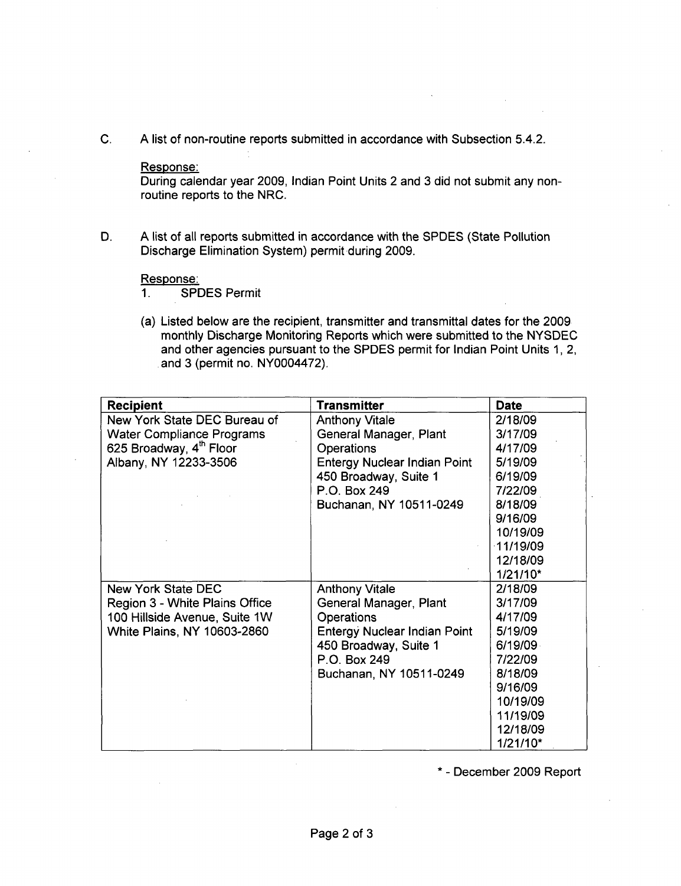C. A list of non-routine reports submitted in accordance with Subsection 5.4.2.

Response:
During calendar year 2009, Indian Point Units 2 and 3 did not submit any non-routine reports to the NRC.

D. A list of all reports submitted in accordance with the SPDES (State Pollution Discharge Elimination System) permit during 2009.

Response:
1. SPDES Permit

(a) Listed below are the recipient, transmitter and transmittal dates for the 2009 monthly Discharge Monitoring Reports which were submitted to the NYSDEC and other agencies pursuant to the SPDES permit for Indian Point Units 1, 2, and 3 (permit no. NY0004472).

| Recipient | Transmitter | Date |
|---|---|---|
| New York State DEC Bureau of Water Compliance Programs<br>625 Broadway, 4th Floor<br>Albany, NY 12233-3506 | Anthony Vitale<br>General Manager, Plant Operations<br>Entergy Nuclear Indian Point<br>450 Broadway, Suite 1<br>P.O. Box 249<br>Buchanan, NY 10511-0249 | 2/18/09<br>3/17/09<br>4/17/09<br>5/19/09<br>6/19/09<br>7/22/09<br>8/18/09<br>9/16/09<br>10/19/09<br>11/19/09<br>12/18/09<br>1/21/10* |
| New York State DEC<br>Region 3 - White Plains Office<br>100 Hillside Avenue, Suite 1W<br>White Plains, NY 10603-2860 | Anthony Vitale<br>General Manager, Plant Operations<br>Entergy Nuclear Indian Point<br>450 Broadway, Suite 1<br>P.O. Box 249<br>Buchanan, NY 10511-0249 | 2/18/09<br>3/17/09<br>4/17/09<br>5/19/09<br>6/19/09<br>7/22/09<br>8/18/09<br>9/16/09<br>10/19/09<br>11/19/09<br>12/18/09<br>1/21/10* |

\* - December 2009 Report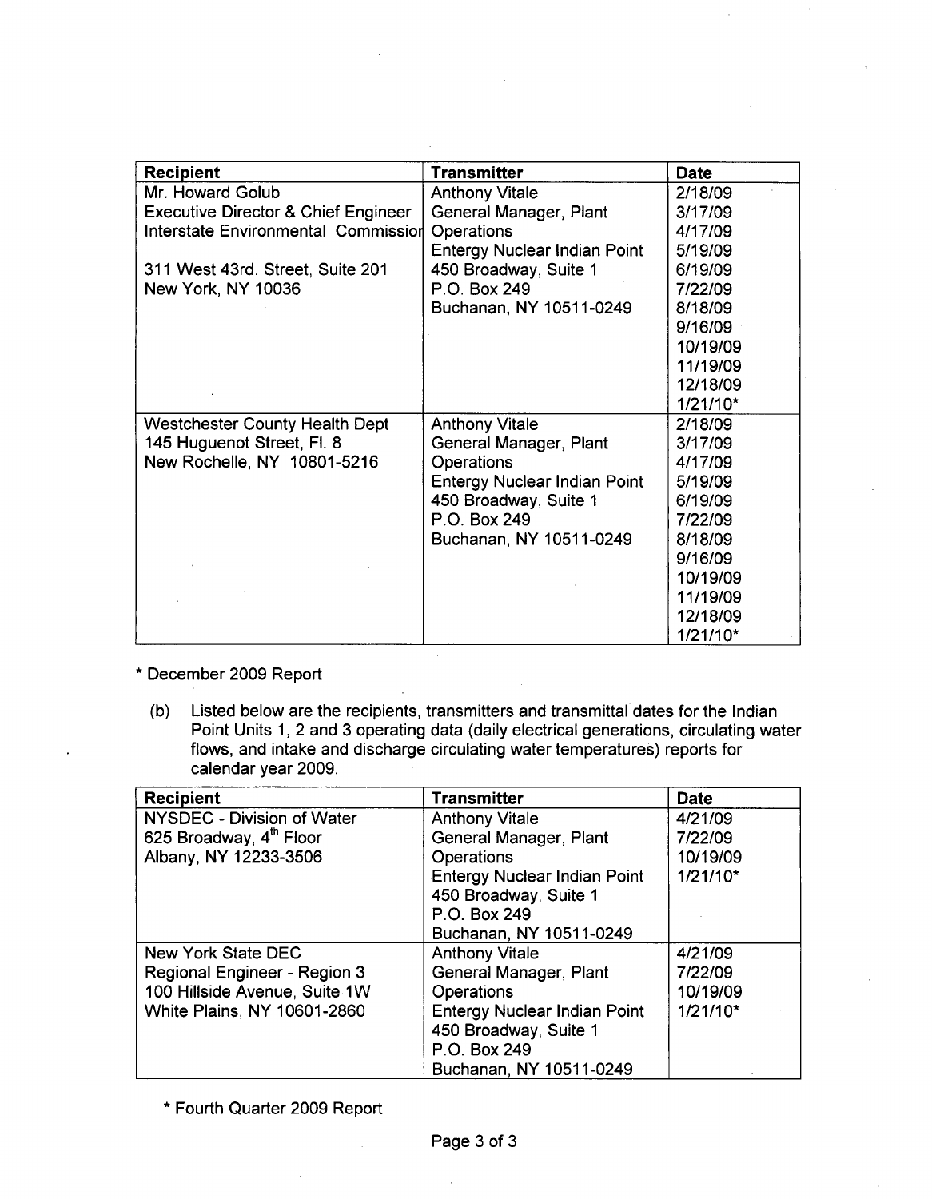| Recipient | Transmitter | Date |
| --- | --- | --- |
| Mr. Howard Golub<br>Executive Director & Chief Engineer<br>Interstate Environmental Commission<br><br>311 West 43rd. Street, Suite 201<br>New York, NY 10036 | Anthony Vitale<br>General Manager, Plant Operations<br>Entergy Nuclear Indian Point<br>450 Broadway, Suite 1<br>P.O. Box 249<br>Buchanan, NY 10511-0249 | 2/18/09<br>3/17/09<br>4/17/09<br>5/19/09<br>6/19/09<br>7/22/09<br>8/18/09<br>9/16/09<br>10/19/09<br>11/19/09<br>12/18/09<br>1/21/10* |
| Westchester County Health Dept<br>145 Huguenot Street, Fl. 8<br>New Rochelle, NY 10801-5216 | Anthony Vitale<br>General Manager, Plant Operations<br>Entergy Nuclear Indian Point<br>450 Broadway, Suite 1<br>P.O. Box 249<br>Buchanan, NY 10511-0249 | 2/18/09<br>3/17/09<br>4/17/09<br>5/19/09<br>6/19/09<br>7/22/09<br>8/18/09<br>9/16/09<br>10/19/09<br>11/19/09<br>12/18/09<br>1/21/10* |

* December 2009 Report

(b) Listed below are the recipients, transmitters and transmittal dates for the Indian Point Units 1, 2 and 3 operating data (daily electrical generations, circulating water flows, and intake and discharge circulating water temperatures) reports for calendar year 2009.

| Recipient | Transmitter | Date |
| --- | --- | --- |
| NYSDEC - Division of Water<br>625 Broadway, 4th Floor<br>Albany, NY 12233-3506 | Anthony Vitale<br>General Manager, Plant Operations<br>Entergy Nuclear Indian Point<br>450 Broadway, Suite 1<br>P.O. Box 249<br>Buchanan, NY 10511-0249 | 4/21/09<br>7/22/09<br>10/19/09<br>1/21/10* |
| New York State DEC<br>Regional Engineer - Region 3<br>100 Hillside Avenue, Suite 1W<br>White Plains, NY 10601-2860 | Anthony Vitale<br>General Manager, Plant Operations<br>Entergy Nuclear Indian Point<br>450 Broadway, Suite 1<br>P.O. Box 249<br>Buchanan, NY 10511-0249 | 4/21/09<br>7/22/09<br>10/19/09<br>1/21/10* |

* Fourth Quarter 2009 Report